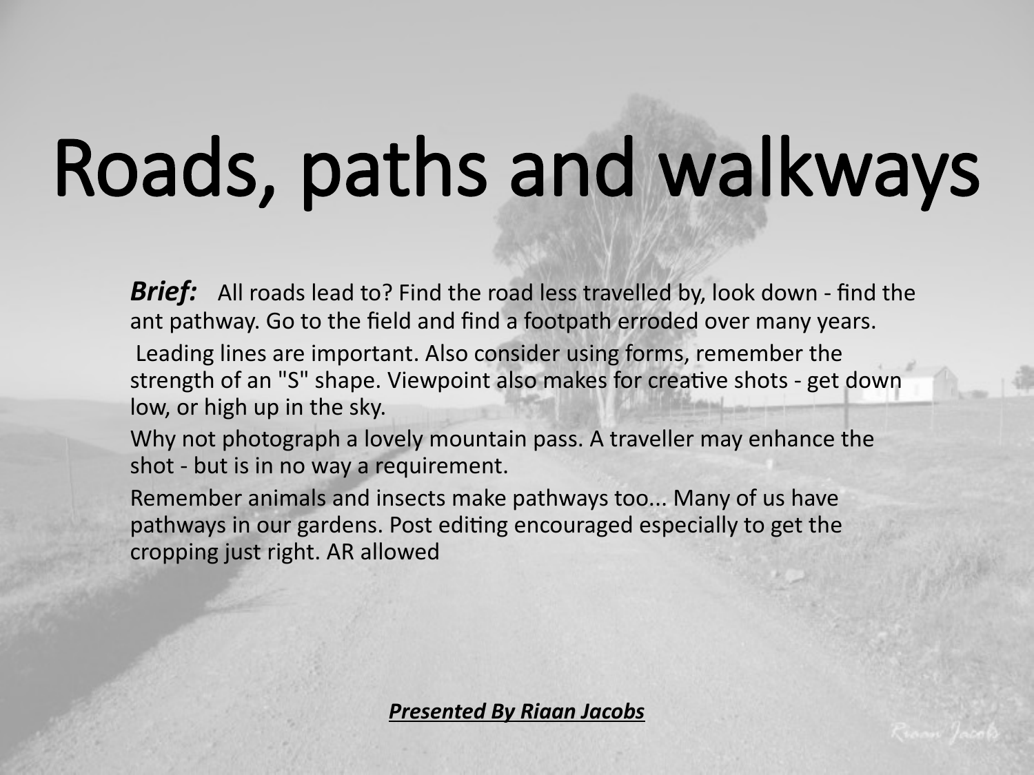# Roads, paths and walkways

***Brief:*** All roads lead to? Find the road less travelled by, look down - find the ant pathway. Go to the field and find a footpath erroded over many years.

Leading lines are important. Also consider using forms, remember the strength of an "S" shape. Viewpoint also makes for creative shots - get down low, or high up in the sky.

Why not photograph a lovely mountain pass. A traveller may enhance the shot - but is in no way a requirement.

Remember animals and insects make pathways too... Many of us have pathways in our gardens. Post editing encouraged especially to get the cropping just right. AR allowed

***Presented By Riaan Jacobs***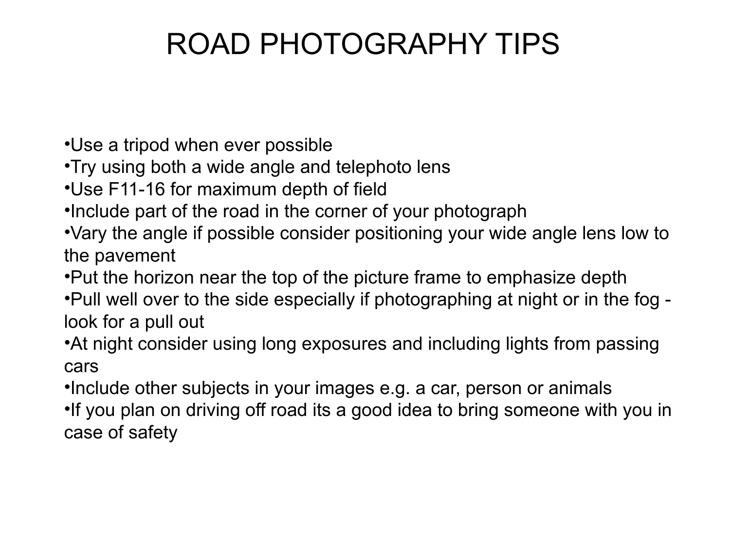# ROAD PHOTOGRAPHY TIPS

- Use a tripod when ever possible
- Try using both a wide angle and telephoto lens
- Use F11-16 for maximum depth of field
- Include part of the road in the corner of your photograph
- Vary the angle if possible consider positioning your wide angle lens low to the pavement
- Put the horizon near the top of the picture frame to emphasize depth
- Pull well over to the side especially if photographing at night or in the fog - look for a pull out
- At night consider using long exposures and including lights from passing cars
- Include other subjects in your images e.g. a car, person or animals
- If you plan on driving off road its a good idea to bring someone with you in case of safety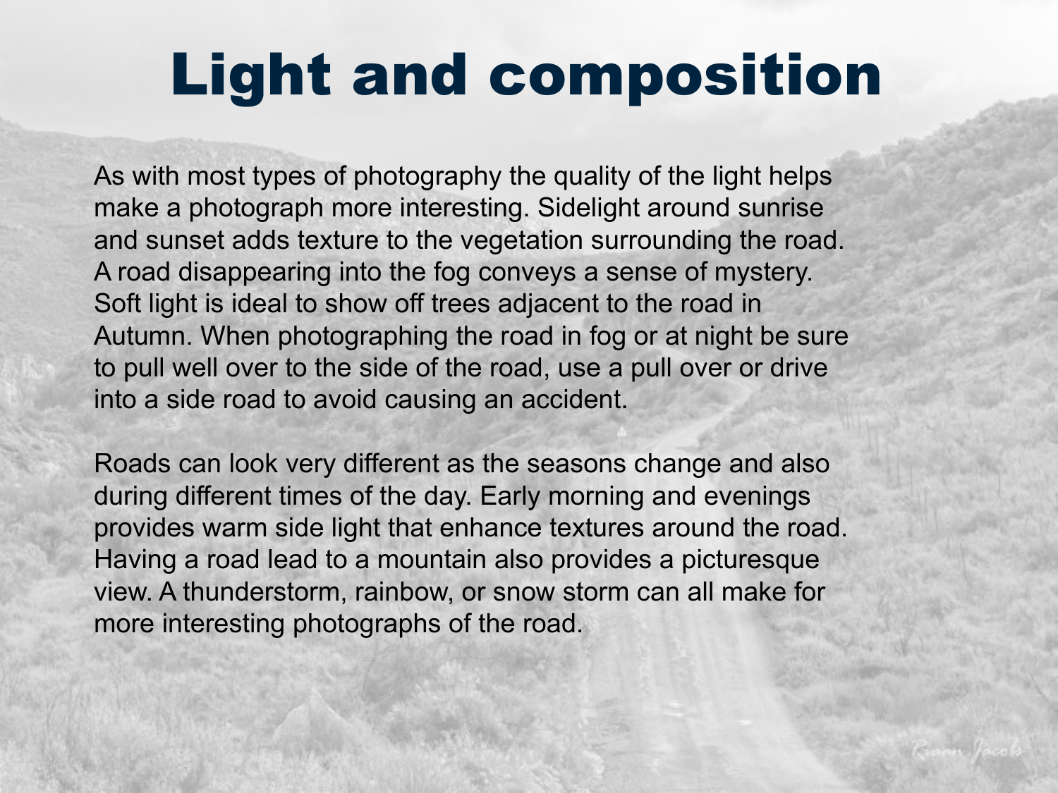# Light and composition

As with most types of photography the quality of the light helps make a photograph more interesting. Sidelight around sunrise and sunset adds texture to the vegetation surrounding the road. A road disappearing into the fog conveys a sense of mystery. Soft light is ideal to show off trees adjacent to the road in Autumn. When photographing the road in fog or at night be sure to pull well over to the side of the road, use a pull over or drive into a side road to avoid causing an accident.

Roads can look very different as the seasons change and also during different times of the day. Early morning and evenings provides warm side light that enhance textures around the road. Having a road lead to a mountain also provides a picturesque view. A thunderstorm, rainbow, or snow storm can all make for more interesting photographs of the road.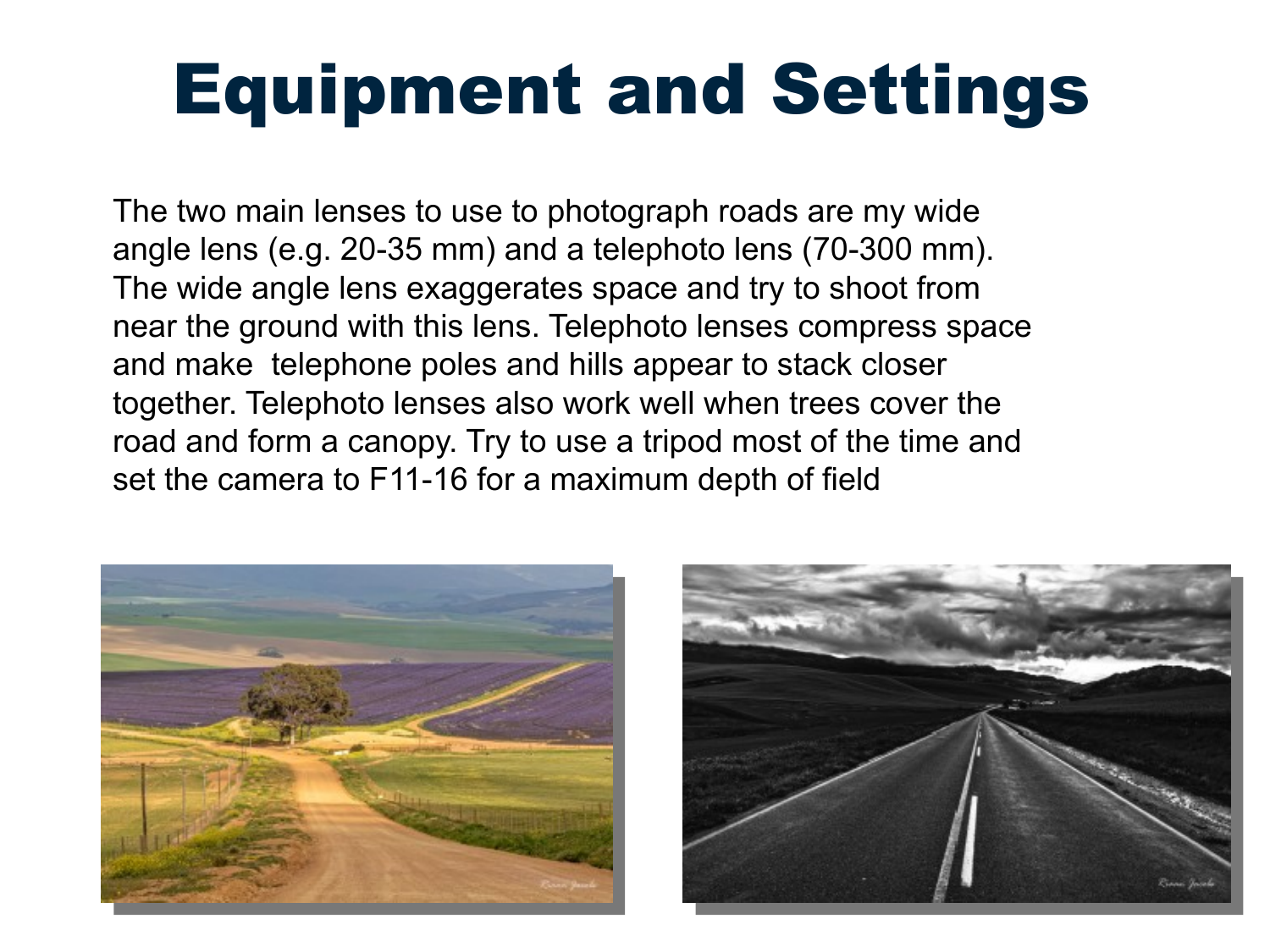# Equipment and Settings

The two main lenses to use to photograph roads are my wide angle lens (e.g. 20-35 mm) and a telephoto lens (70-300 mm). The wide angle lens exaggerates space and try to shoot from near the ground with this lens. Telephoto lenses compress space and make  telephone poles and hills appear to stack closer together. Telephoto lenses also work well when trees cover the road and form a canopy. Try to use a tripod most of the time and set the camera to F11-16 for a maximum depth of field